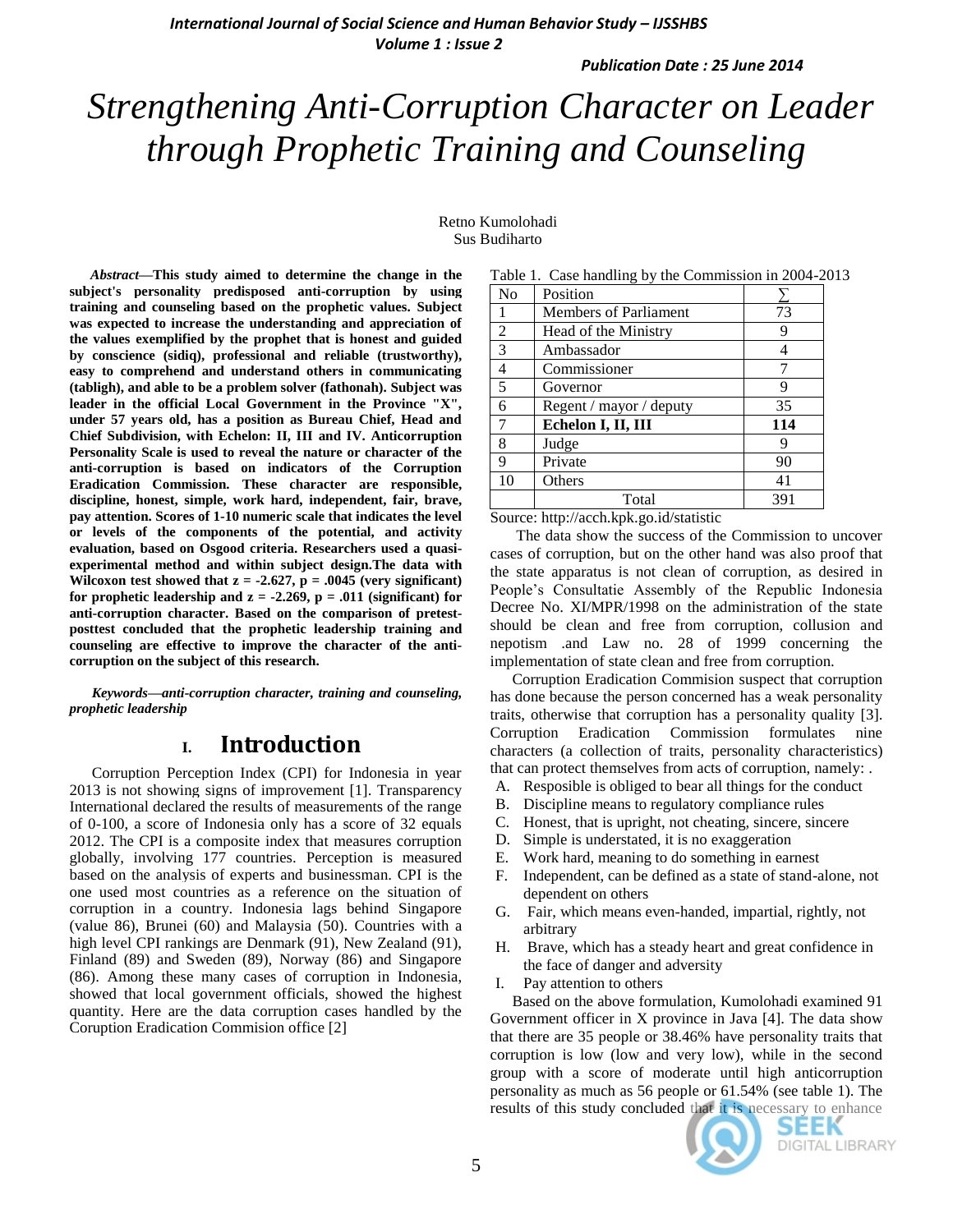# Strengthening Anti-Corruption Character on Leader through Prophetic Training and Counseling

Retno Kumolohadi
Sus Budiharto

***Abstract*—This study aimed to determine the change in the subject's personality predisposed anti-corruption by using training and counseling based on the prophetic values. Subject was expected to increase the understanding and appreciation of the values exemplified by the prophet that is honest and guided by conscience (sidiq), professional and reliable (trustworthy), easy to comprehend and understand others in communicating (tabligh), and able to be a problem solver (fathonah). Subject was leader in the official Local Government in the Province "X", under 57 years old, has a position as Bureau Chief, Head and Chief Subdivision, with Echelon: II, III and IV. Anticorruption Personality Scale is used to reveal the nature or character of the anti-corruption is based on indicators of the Corruption Eradication Commission. These character are responsible, discipline, honest, simple, work hard, independent, fair, brave, pay attention. Scores of 1-10 numeric scale that indicates the level or levels of the components of the potential, and activity evaluation, based on Osgood criteria. Researchers used a quasi-experimental method and within subject design.The data with Wilcoxon test showed that $z = -2.627$, $p = .0045$ (very significant) for prophetic leadership and $z = -2.269$, $p = .011$ (significant) for anti-corruption character. Based on the comparison of pretest-posttest concluded that the prophetic leadership training and counseling are effective to improve the character of the anti-corruption on the subject of this research.**

***Keywords*—*anti-corruption character, training and counseling, prophetic leadership***

## I. Introduction

Corruption Perception Index (CPI) for Indonesia in year 2013 is not showing signs of improvement [1]. Transparency International declared the results of measurements of the range of 0-100, a score of Indonesia only has a score of 32 equals 2012. The CPI is a composite index that measures corruption globally, involving 177 countries. Perception is measured based on the analysis of experts and businessman. CPI is the one used most countries as a reference on the situation of corruption in a country. Indonesia lags behind Singapore (value 86), Brunei (60) and Malaysia (50). Countries with a high level CPI rankings are Denmark (91), New Zealand (91), Finland (89) and Sweden (89), Norway (86) and Singapore (86). Among these many cases of corruption in Indonesia, showed that local government officials, showed the highest quantity. Here are the data corruption cases handled by the Coruption Eradication Commision office [2]

Table 1. Case handling by the Commission in 2004-2013

| No | Position | ∑ |
|---|---|---|
| 1 | Members of Parliament | 73 |
| 2 | Head of the Ministry | 9 |
| 3 | Ambassador | 4 |
| 4 | Commissioner | 7 |
| 5 | Governor | 9 |
| 6 | Regent / mayor / deputy | 35 |
| 7 | **Echelon I, II, III** | **114** |
| 8 | Judge | 9 |
| 9 | Private | 90 |
| 10 | Others | 41 |
| | Total | 391 |

Source: http://acch.kpk.go.id/statistic

The data show the success of the Commission to uncover cases of corruption, but on the other hand was also proof that the state apparatus is not clean of corruption, as desired in People's Consultatie Assembly of the Republic Indonesia Decree No. XI/MPR/1998 on the administration of the state should be clean and free from corruption, collusion and nepotism .and Law no. 28 of 1999 concerning the implementation of state clean and free from corruption.

Corruption Eradication Commision suspect that corruption has done because the person concerned has a weak personality traits, otherwise that corruption has a personality quality [3]. Corruption Eradication Commission formulates nine characters (a collection of traits, personality characteristics) that can protect themselves from acts of corruption, namely: .

A. Resposible is obliged to bear all things for the conduct
B. Discipline means to regulatory compliance rules
C. Honest, that is upright, not cheating, sincere, sincere
D. Simple is understated, it is no exaggeration
E. Work hard, meaning to do something in earnest
F. Independent, can be defined as a state of stand-alone, not dependent on others
G. Fair, which means even-handed, impartial, rightly, not arbitrary
H. Brave, which has a steady heart and great confidence in the face of danger and adversity
I. Pay attention to others

Based on the above formulation, Kumolohadi examined 91 Government officer in X province in Java [4]. The data show that there are 35 people or 38.46% have personality traits that corruption is low (low and very low), while in the second group with a score of moderate until high anticorruption personality as much as 56 people or 61.54% (see table 1). The results of this study concluded that it is necessary to enhance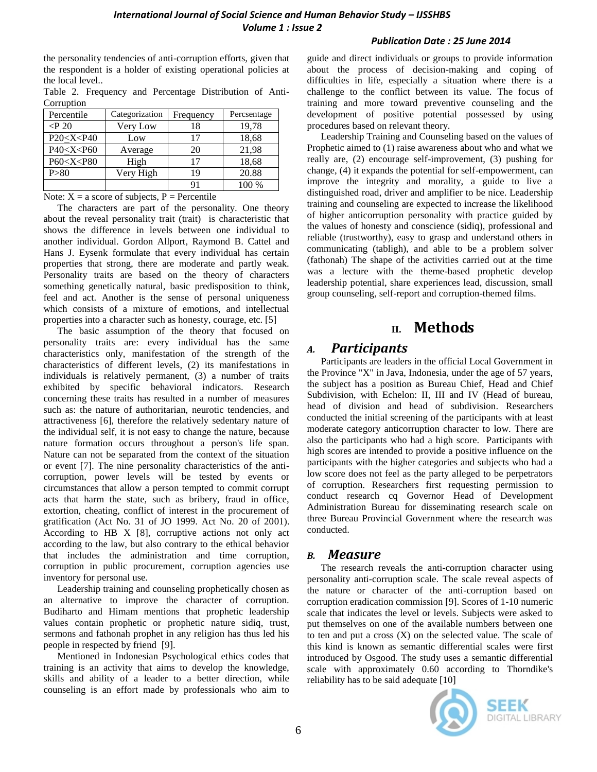the personality tendencies of anti-corruption efforts, given that the respondent is a holder of existing operational policies at the local level..

Table 2. Frequency and Percentage Distribution of Anti-Corruption

| Percentile | Categorization | Frequency | Percsentage |
|---|---|---|---|
| <P 20 | Very Low | 18 | 19,78 |
| P20≤X<P40 | Low | 17 | 18,68 |
| P40≤X<P60 | Average | 20 | 21,98 |
| P60≤X≤P80 | High | 17 | 18,68 |
| P>80 | Very High | 19 | 20.88 |
| | | 91 | 100 % |

Note: X = a score of subjects, P = Percentile

The characters are part of the personality. One theory about the reveal personality trait (trait) is characteristic that shows the difference in levels between one individual to another individual. Gordon Allport, Raymond B. Cattel and Hans J. Eysenk formulate that every individual has certain properties that strong, there are moderate and partly weak. Personality traits are based on the theory of characters something genetically natural, basic predisposition to think, feel and act. Another is the sense of personal uniqueness which consists of a mixture of emotions, and intellectual properties into a character such as honesty, courage, etc. [5]

The basic assumption of the theory that focused on personality traits are: every individual has the same characteristics only, manifestation of the strength of the characteristics of different levels, (2) its manifestations in individuals is relatively permanent, (3) a number of traits exhibited by specific behavioral indicators. Research concerning these traits has resulted in a number of measures such as: the nature of authoritarian, neurotic tendencies, and attractiveness [6], therefore the relatively sedentary nature of the individual self, it is not easy to change the nature, because nature formation occurs throughout a person's life span. Nature can not be separated from the context of the situation or event [7]. The nine personality characteristics of the anti-corruption, power levels will be tested by events or circumstances that allow a person tempted to commit corrupt acts that harm the state, such as bribery, fraud in office, extortion, cheating, conflict of interest in the procurement of gratification (Act No. 31 of JO 1999. Act No. 20 of 2001). According to HB X [8], corruptive actions not only act according to the law, but also contrary to the ethical behavior that includes the administration and time corruption, corruption in public procurement, corruption agencies use inventory for personal use.

Leadership training and counseling prophetically chosen as an alternative to improve the character of corruption. Budiharto and Himam mentions that prophetic leadership values contain prophetic or prophetic nature sidiq, trust, sermons and fathonah prophet in any religion has thus led his people in respected by friend [9].

Mentioned in Indonesian Psychological ethics codes that training is an activity that aims to develop the knowledge, skills and ability of a leader to a better direction, while counseling is an effort made by professionals who aim to guide and direct individuals or groups to provide information about the process of decision-making and coping of difficulties in life, especially a situation where there is a challenge to the conflict between its value. The focus of training and more toward preventive counseling and the development of positive potential possessed by using procedures based on relevant theory.

Leadership Training and Counseling based on the values of Prophetic aimed to (1) raise awareness about who and what we really are, (2) encourage self-improvement, (3) pushing for change, (4) it expands the potential for self-empowerment, can improve the integrity and morality, a guide to live a distinguished road, driver and amplifier to be nice. Leadership training and counseling are expected to increase the likelihood of higher anticorruption personality with practice guided by the values of honesty and conscience (sidiq), professional and reliable (trustworthy), easy to grasp and understand others in communicating (tabligh), and able to be a problem solver (fathonah) The shape of the activities carried out at the time was a lecture with the theme-based prophetic develop leadership potential, share experiences lead, discussion, small group counseling, self-report and corruption-themed films.

# II. Methods

## A. *Participants*

Participants are leaders in the official Local Government in the Province "X" in Java, Indonesia, under the age of 57 years, the subject has a position as Bureau Chief, Head and Chief Subdivision, with Echelon: II, III and IV (Head of bureau, head of division and head of subdivision. Researchers conducted the initial screening of the participants with at least moderate category anticorruption character to low. There are also the participants who had a high score. Participants with high scores are intended to provide a positive influence on the participants with the higher categories and subjects who had a low score does not feel as the party alleged to be perpetrators of corruption. Researchers first requesting permission to conduct research cq Governor Head of Development Administration Bureau for disseminating research scale on three Bureau Provincial Government where the research was conducted.

## B. *Measure*

The research reveals the anti-corruption character using personality anti-corruption scale. The scale reveal aspects of the nature or character of the anti-corruption based on corruption eradication commission [9]. Scores of 1-10 numeric scale that indicates the level or levels. Subjects were asked to put themselves on one of the available numbers between one to ten and put a cross (X) on the selected value. The scale of this kind is known as semantic differential scales were first introduced by Osgood. The study uses a semantic differential scale with approximately 0.60 according to Thorndike's reliability has to be said adequate [10]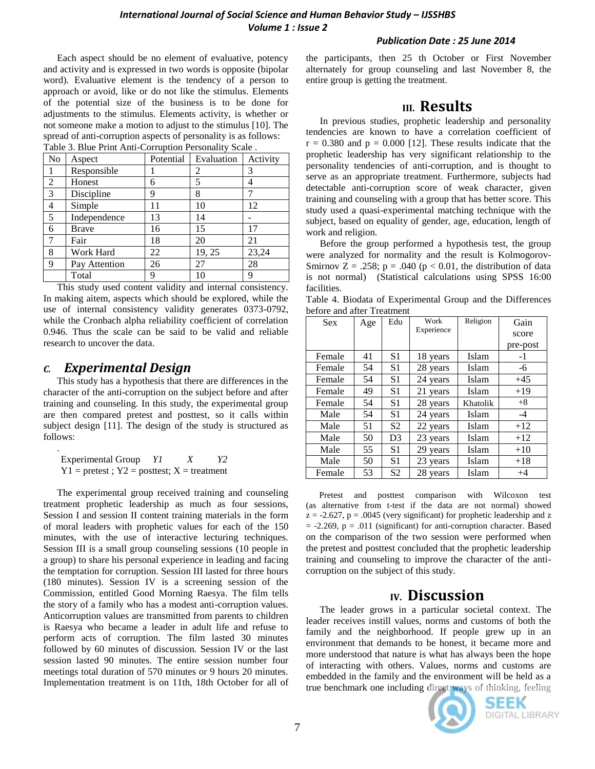Each aspect should be no element of evaluative, potency and activity and is expressed in two words is opposite (bipolar word). Evaluative element is the tendency of a person to approach or avoid, like or do not like the stimulus. Elements of the potential size of the business is to be done for adjustments to the stimulus. Elements activity, is whether or not someone make a motion to adjust to the stimulus [10]. The spread of anti-corruption aspects of personality is as follows:

Table 3. Blue Print Anti-Corruption Personality Scale .

| No | Aspect | Potential | Evaluation | Activity |
|---|---|---|---|---|
| 1 | Responsible | 1 | 2 | 3 |
| 2 | Honest | 6 | 5 | 4 |
| 3 | Discipline | 9 | 8 | 7 |
| 4 | Simple | 11 | 10 | 12 |
| 5 | Independence | 13 | 14 | - |
| 6 | Brave | 16 | 15 | 17 |
| 7 | Fair | 18 | 20 | 21 |
| 8 | Work Hard | 22 | 19, 25 | 23,24 |
| 9 | Pay Attention | 26 | 27 | 28 |
| | Total | 9 | 10 | 9 |

This study used content validity and internal consistency. In making aitem, aspects which should be explored, while the use of internal consistency validity generates 0373-0792, while the Cronbach alpha reliability coefficient of correlation 0.946. Thus the scale can be said to be valid and reliable research to uncover the data.

## C. *Experimental Design*

This study has a hypothesis that there are differences in the character of the anti-corruption on the subject before and after training and counseling. In this study, the experimental group are then compared pretest and posttest, so it calls within subject design [11]. The design of the study is structured as follows:

Experimental Group *Y1* *X* *Y2*
Y1 = pretest ; Y2 = posttest; X = treatment

The experimental group received training and counseling treatment prophetic leadership as much as four sessions, Session I and session II content training materials in the form of moral leaders with prophetic values for each of the 150 minutes, with the use of interactive lecturing techniques. Session III is a small group counseling sessions (10 people in a group) to share his personal experience in leading and facing the temptation for corruption. Session III lasted for three hours (180 minutes). Session IV is a screening session of the Commission, entitled Good Morning Raesya. The film tells the story of a family who has a modest anti-corruption values. Anticorruption values are transmitted from parents to children is Raesya who became a leader in adult life and refuse to perform acts of corruption. The film lasted 30 minutes followed by 60 minutes of discussion. Session IV or the last session lasted 90 minutes. The entire session number four meetings total duration of 570 minutes or 9 hours 20 minutes. Implementation treatment is on 11th, 18th October for all of the participants, then 25 th October or First November alternately for group counseling and last November 8, the entire group is getting the treatment.

# III. Results

In previous studies, prophetic leadership and personality tendencies are known to have a correlation coefficient of $r = 0.380$ and $p = 0.000$ [12]. These results indicate that the prophetic leadership has very significant relationship to the personality tendencies of anti-corruption, and is thought to serve as an appropriate treatment. Furthermore, subjects had detectable anti-corruption score of weak character, given training and counseling with a group that has better score. This study used a quasi-experimental matching technique with the subject, based on equality of gender, age, education, length of work and religion.

Before the group performed a hypothesis test, the group were analyzed for normality and the result is Kolmogorov-Smirnov $Z = .258$; $p = .040$ ($p < 0.01$, the distribution of data is not normal) (Statistical calculations using SPSS 16:00 facilities.

Table 4. Biodata of Experimental Group and the Differences before and after Treatment

| Sex | Age | Edu | Work Experience | Religion | Gain score pre-post |
|---|---|---|---|---|---|
| Female | 41 | S1 | 18 years | Islam | -1 |
| Female | 54 | S1 | 28 years | Islam | -6 |
| Female | 54 | S1 | 24 years | Islam | +45 |
| Female | 49 | S1 | 21 years | Islam | +19 |
| Female | 54 | S1 | 28 years | Khatolik | +8 |
| Male | 54 | S1 | 24 years | Islam | -4 |
| Male | 51 | S2 | 22 years | Islam | +12 |
| Male | 50 | D3 | 23 years | Islam | +12 |
| Male | 55 | S1 | 29 years | Islam | +10 |
| Male | 50 | S1 | 23 years | Islam | +18 |
| Female | 53 | S2 | 28 years | Islam | +4 |

Pretest and posttest comparison with Wilcoxon test (as alternative from t-test if the data are not normal) showed $z = -2.627$, $p = .0045$ (very significant) for prophetic leadership and $z = -2.269$, $p = .011$ (significant) for anti-corruption character. Based on the comparison of the two session were performed when the pretest and posttest concluded that the prophetic leadership training and counseling to improve the character of the anti-corruption on the subject of this study.

# IV. Discussion

The leader grows in a particular societal context. The leader receives instill values, norms and customs of both the family and the neighborhood. If people grew up in an environment that demands to be honest, it became more and more understood that nature is what has always been the hope of interacting with others. Values, norms and customs are embedded in the family and the environment will be held as a true benchmark one including direct ways of thinking, feeling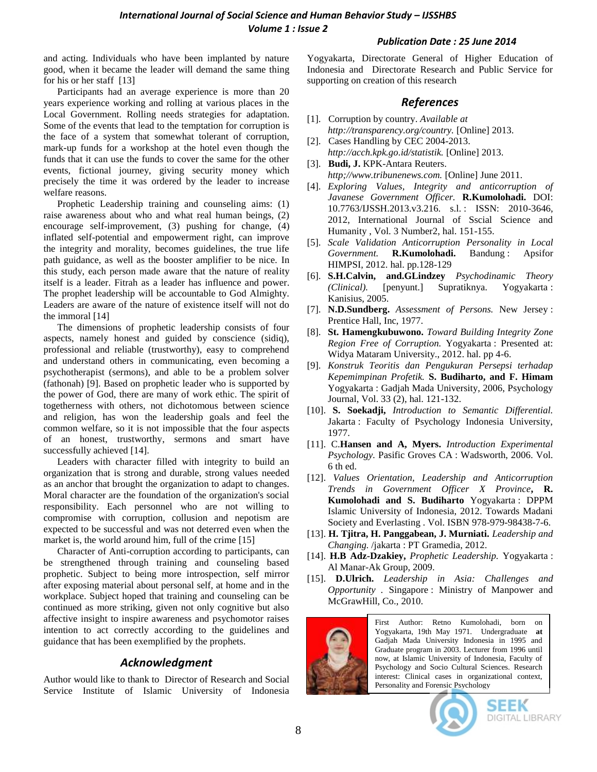and acting. Individuals who have been implanted by nature good, when it became the leader will demand the same thing for his or her staff [13]

Participants had an average experience is more than 20 years experience working and rolling at various places in the Local Government. Rolling needs strategies for adaptation. Some of the events that lead to the temptation for corruption is the face of a system that somewhat tolerant of corruption, mark-up funds for a workshop at the hotel even though the funds that it can use the funds to cover the same for the other events, fictional journey, giving security money which precisely the time it was ordered by the leader to increase welfare reasons.

Prophetic Leadership training and counseling aims: (1) raise awareness about who and what real human beings, (2) encourage self-improvement, (3) pushing for change, (4) inflated self-potential and empowerment right, can improve the integrity and morality, becomes guidelines, the true life path guidance, as well as the booster amplifier to be nice. In this study, each person made aware that the nature of reality itself is a leader. Fitrah as a leader has influence and power. The prophet leadership will be accountable to God Almighty. Leaders are aware of the nature of existence itself will not do the immoral [14]

The dimensions of prophetic leadership consists of four aspects, namely honest and guided by conscience (sidiq), professional and reliable (trustworthy), easy to comprehend and understand others in communicating, even becoming a psychotherapist (sermons), and able to be a problem solver (fathonah) [9]. Based on prophetic leader who is supported by the power of God, there are many of work ethic. The spirit of togetherness with others, not dichotomous between science and religion, has won the leadership goals and feel the common welfare, so it is not impossible that the four aspects of an honest, trustworthy, sermons and smart have successfully achieved [14].

Leaders with character filled with integrity to build an organization that is strong and durable, strong values needed as an anchor that brought the organization to adapt to changes. Moral character are the foundation of the organization's social responsibility. Each personnel who are not willing to compromise with corruption, collusion and nepotism are expected to be successful and was not deterred even when the market is, the world around him, full of the crime [15]

Character of Anti-corruption according to participants, can be strengthened through training and counseling based prophetic. Subject to being more introspection, self mirror after exposing material about personal self, at home and in the workplace. Subject hoped that training and counseling can be continued as more striking, given not only cognitive but also affective insight to inspire awareness and psychomotor raises intention to act correctly according to the guidelines and guidance that has been exemplified by the prophets.

## Acknowledgment

Author would like to thank to Director of Research and Social Service Institute of Islamic University of Indonesia Yogyakarta, Directorate General of Higher Education of Indonesia and Directorate Research and Public Service for supporting on creation of this research

## References

[1]. Corruption by country. *Available at http://transparency.org/country.* [Online] 2013.

[2]. Cases Handling by CEC 2004-2013. *http://acch.kpk.go.id/statistik.* [Online] 2013.

[3]. **Budi, J.** KPK-Antara Reuters. *http;//www.tribunenews.com.* [Online] June 2011.

[4]. *Exploring Values, Integrity and anticorruption of Javanese Government Officer.* **R.Kumolohadi.** DOI: 10.7763/IJSSH.2013.v3.216. s.l. : ISSN: 2010-3646, 2012, International Journal of Sscial Science and Humanity , Vol. 3 Number2, hal. 151-155.

[5]. *Scale Validation Anticorruption Personality in Local Government.* **R.Kumolohadi.** Bandung : Apsifor HIMPSI, 2012. hal. pp.128-129

[6]. **S.H.Calvin, and.GLindzey** *Psychodinamic Theory (Clinical).* [penyunt.] Supratiknya. Yogyakarta : Kanisius, 2005.

[7]. **N.D.Sundberg.** *Assessment of Persons.* New Jersey : Prentice Hall, Inc, 1977.

[8]. **St. Hamengkubuwono.** *Toward Building Integrity Zone Region Free of Corruption.* Yogyakarta : Presented at: Widya Mataram University., 2012. hal. pp 4-6.

[9]. *Konstruk Teoritis dan Pengukuran Persepsi terhadap Kepemimpinan Profetik.* **S. Budiharto, and F. Himam** Yogyakarta : Gadjah Mada University, 2006, Psychology Journal, Vol. 33 (2), hal. 121-132.

[10]. **S. Soekadji,** *Introduction to Semantic Differential.* Jakarta : Faculty of Psychology Indonesia University, 1977.

[11]. C.**Hansen and A, Myers.** *Introduction Experimental Psychology.* Pasific Groves CA : Wadsworth, 2006. Vol. 6 th ed.

[12]. *Values Orientation, Leadership and Anticorruption Trends in Government Officer X Province***, R. Kumolohadi and S. Budiharto** Yogyakarta : DPPM Islamic University of Indonesia, 2012. Towards Madani Society and Everlasting . Vol. ISBN 978-979-98438-7-6.

[13]. **H. Tjitra, H. Panggabean, J. Murniati.** *Leadership and Changing.* /jakarta : PT Gramedia, 2012.

[14]. **H.B Adz-Dzakiey,** *Prophetic Leadership.* Yogyakarta : Al Manar-Ak Group, 2009.

[15]. **D.Ulrich.** *Leadership in Asia: Challenges and Opportunity* . Singapore : Ministry of Manpower and McGrawHill, Co., 2010.

First Author: Retno Kumolohadi, born on Yogyakarta, 19th May 1971. Undergraduate **at** Gadjah Mada University Indonesia in 1995 and Graduate program in 2003. Lecturer from 1996 until now, at Islamic University of Indonesia, Faculty of Psychology and Socio Cultural Sciences. Research interest: Clinical cases in organizational context, Personality and Forensic Psychology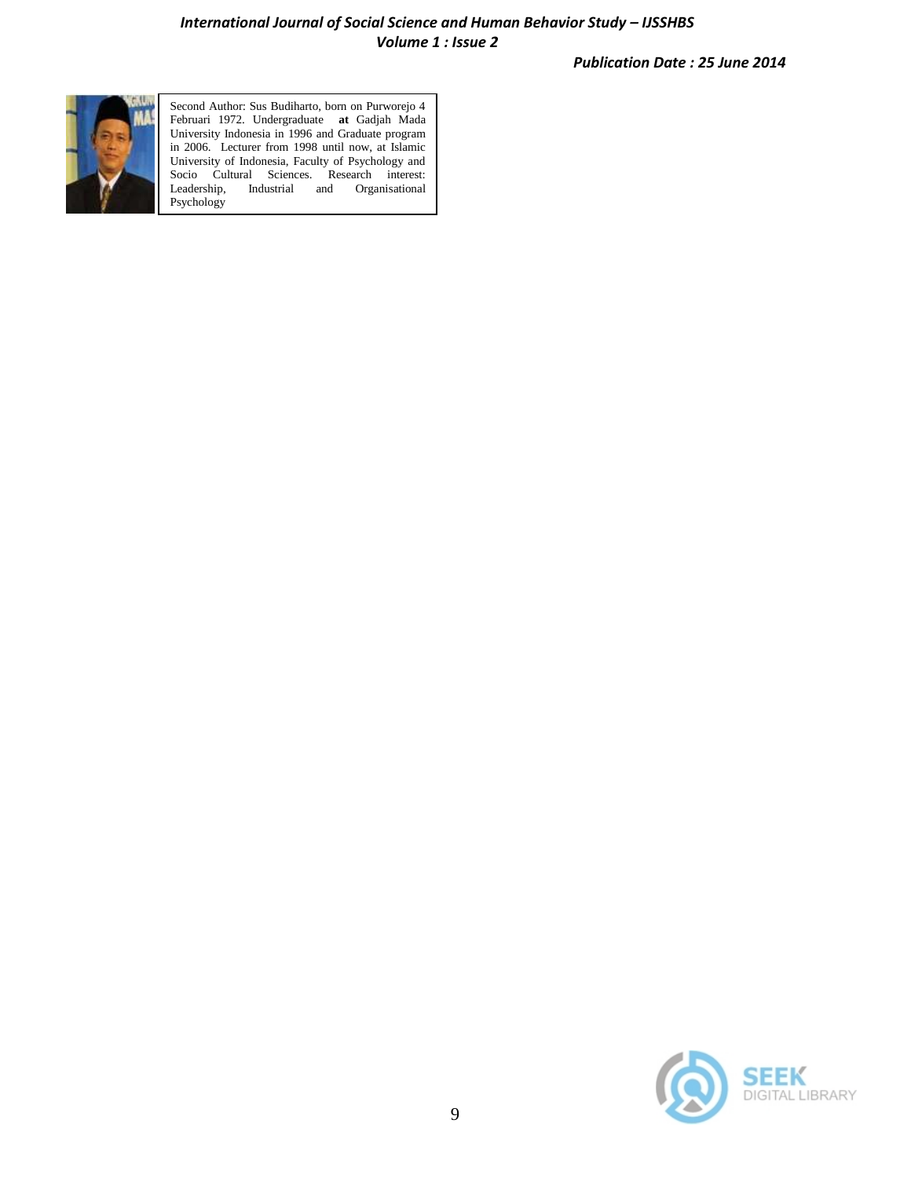Second Author: Sus Budiharto, born on Purworejo 4 Februari 1972. Undergraduate **at** Gadjah Mada University Indonesia in 1996 and Graduate program in 2006. Lecturer from 1998 until now, at Islamic University of Indonesia, Faculty of Psychology and Socio Cultural Sciences. Research interest: Leadership, Industrial and Organisational Psychology